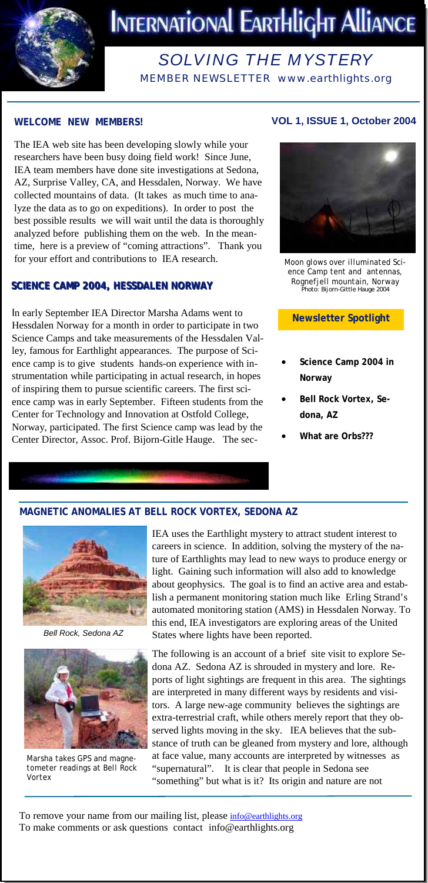# INTERNATIONAL EARTHLIGHT ALLIANCE

## SOLVING THE MYSTERY

MEMBER NEWSLETTER www.earthlights.org

**WELCOME NEW MEMBERS!**

**VOL 1, ISSUE 1, October 2004**

The IEA web site has been developing slowly while your researchers have been busy doing field work! Since June, IEA team members have done site investigations at Sedona, AZ, Surprise Valley, CA, and Hessdalen, Norway. We have collected mountains of data. (It takes as much time to analyze the data as to go on expeditions). In order to post the best possible results we will wait until the data is thoroughly analyzed before publishing them on the web. In the meantime, here is a preview of "coming attractions". Thank you for your effort and contributions to IEA research.

*Moon glows over illuminated Science Camp tent and antennas, Rognefjell mountain, Norway*
Photo: Bijorn-Gittle Hauge 2004

### SCIENCE CAMP 2004, HESSDALEN NORWAY

In early September IEA Director Marsha Adams went to Hessdalen Norway for a month in order to participate in two Science Camps and take measurements of the Hessdalen Valley, famous for Earthlight appearances. The purpose of Science camp is to give students hands-on experience with instrumentation while participating in actual research, in hopes of inspiring them to pursue scientific careers. The first science camp was in early September. Fifteen students from the Center for Technology and Innovation at Ostfold College, Norway, participated. The first Science camp was lead by the Center Director, Assoc. Prof. Bijorn-Gitle Hauge. The sec-

**Newsletter Spotlight**

- **Science Camp 2004 in Norway**
- **Bell Rock Vortex, Sedona, AZ**
- **What are Orbs???**

### MAGNETIC ANOMALIES AT BELL ROCK VORTEX, SEDONA AZ

*Bell Rock, Sedona AZ*

*Marsha takes GPS and magnetometer readings at Bell Rock Vortex*

IEA uses the Earthlight mystery to attract student interest to careers in science. In addition, solving the mystery of the nature of Earthlights may lead to new ways to produce energy or light. Gaining such information will also add to knowledge about geophysics. The goal is to find an active area and establish a permanent monitoring station much like Erling Strand's automated monitoring station (AMS) in Hessdalen Norway. To this end, IEA investigators are exploring areas of the United States where lights have been reported.

The following is an account of a brief site visit to explore Sedona AZ. Sedona AZ is shrouded in mystery and lore. Reports of light sightings are frequent in this area. The sightings are interpreted in many different ways by residents and visitors. A large new-age community believes the sightings are extra-terrestrial craft, while others merely report that they observed lights moving in the sky. IEA believes that the substance of truth can be gleaned from mystery and lore, although at face value, many accounts are interpreted by witnesses as "supernatural". It is clear that people in Sedona see "something" but what is it? Its origin and nature are not

To remove your name from our mailing list, please info@earthlights.org
To make comments or ask questions contact info@earthlights.org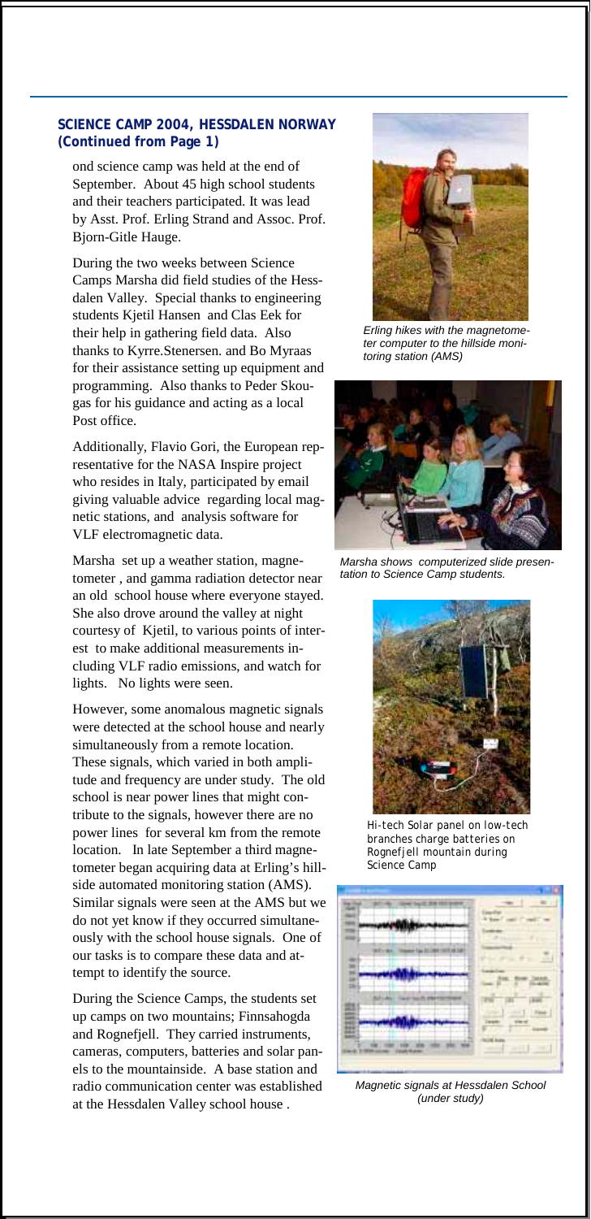### SCIENCE CAMP 2004, HESSDALEN NORWAY (Continued from Page 1)

ond science camp was held at the end of September. About 45 high school students and their teachers participated. It was lead by Asst. Prof. Erling Strand and Assoc. Prof. Bjorn-Gitle Hauge.

During the two weeks between Science Camps Marsha did field studies of the Hessdalen Valley. Special thanks to engineering students Kjetil Hansen and Clas Eek for their help in gathering field data. Also thanks to Kyrre.Stenersen. and Bo Myraas for their assistance setting up equipment and programming. Also thanks to Peder Skougas for his guidance and acting as a local Post office.

Additionally, Flavio Gori, the European representative for the NASA Inspire project who resides in Italy, participated by email giving valuable advice regarding local magnetic stations, and analysis software for VLF electromagnetic data.

Marsha set up a weather station, magnetometer , and gamma radiation detector near an old school house where everyone stayed. She also drove around the valley at night courtesy of Kjetil, to various points of interest to make additional measurements including VLF radio emissions, and watch for lights. No lights were seen.

However, some anomalous magnetic signals were detected at the school house and nearly simultaneously from a remote location. These signals, which varied in both amplitude and frequency are under study. The old school is near power lines that might contribute to the signals, however there are no power lines for several km from the remote location. In late September a third magnetometer began acquiring data at Erling's hillside automated monitoring station (AMS). Similar signals were seen at the AMS but we do not yet know if they occurred simultaneously with the school house signals. One of our tasks is to compare these data and attempt to identify the source.

During the Science Camps, the students set up camps on two mountains; Finnsahogda and Rognefjell. They carried instruments, cameras, computers, batteries and solar panels to the mountainside. A base station and radio communication center was established at the Hessdalen Valley school house .

*Erling hikes with the magnetometer computer to the hillside monitoring station (AMS)*

*Marsha shows computerized slide presentation to Science Camp students.*

Hi-tech Solar panel on low-tech branches charge batteries on Rognefjell mountain during Science Camp

*Magnetic signals at Hessdalen School (under study)*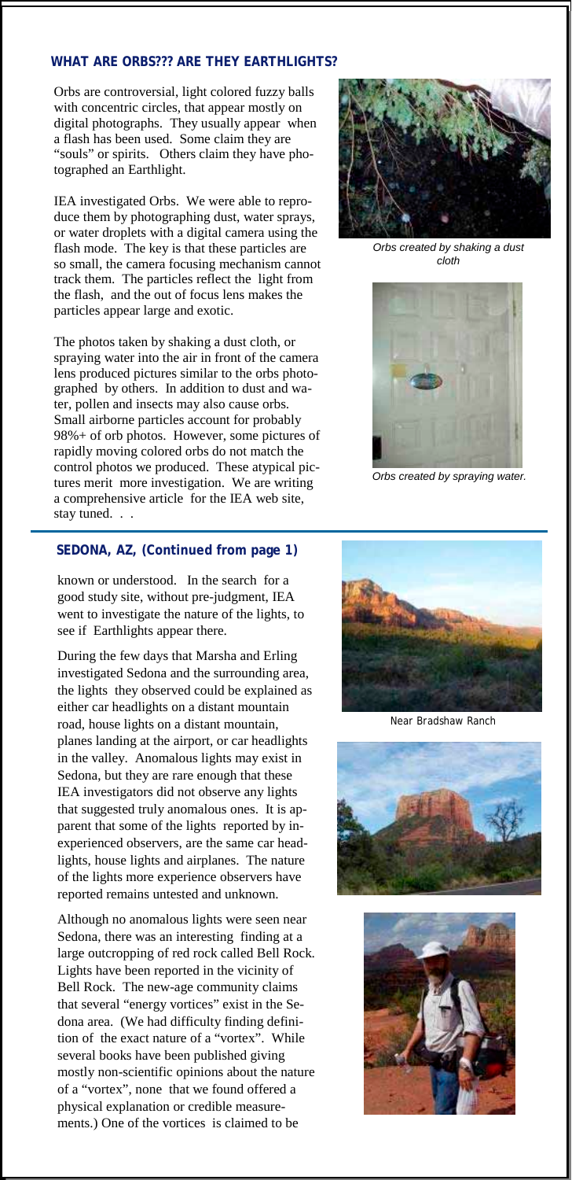## WHAT ARE ORBS??? ARE THEY EARTHLIGHTS?

Orbs are controversial, light colored fuzzy balls with concentric circles, that appear mostly on digital photographs. They usually appear when a flash has been used. Some claim they are "souls" or spirits. Others claim they have photographed an Earthlight.

IEA investigated Orbs. We were able to reproduce them by photographing dust, water sprays, or water droplets with a digital camera using the flash mode. The key is that these particles are so small, the camera focusing mechanism cannot track them. The particles reflect the light from the flash, and the out of focus lens makes the particles appear large and exotic.

The photos taken by shaking a dust cloth, or spraying water into the air in front of the camera lens produced pictures similar to the orbs photographed by others. In addition to dust and water, pollen and insects may also cause orbs. Small airborne particles account for probably 98%+ of orb photos. However, some pictures of rapidly moving colored orbs do not match the control photos we produced. These atypical pictures merit more investigation. We are writing a comprehensive article for the IEA web site, stay tuned. . .

*Orbs created by shaking a dust cloth*

*Orbs created by spraying water.*

## SEDONA, AZ, (Continued from page 1)

known or understood. In the search for a good study site, without pre-judgment, IEA went to investigate the nature of the lights, to see if Earthlights appear there.

During the few days that Marsha and Erling investigated Sedona and the surrounding area, the lights they observed could be explained as either car headlights on a distant mountain road, house lights on a distant mountain, planes landing at the airport, or car headlights in the valley. Anomalous lights may exist in Sedona, but they are rare enough that these IEA investigators did not observe any lights that suggested truly anomalous ones. It is apparent that some of the lights reported by inexperienced observers, are the same car headlights, house lights and airplanes. The nature of the lights more experience observers have reported remains untested and unknown.

Although no anomalous lights were seen near Sedona, there was an interesting finding at a large outcropping of red rock called Bell Rock. Lights have been reported in the vicinity of Bell Rock. The new-age community claims that several "energy vortices" exist in the Sedona area. (We had difficulty finding definition of the exact nature of a "vortex". While several books have been published giving mostly non-scientific opinions about the nature of a "vortex", none that we found offered a physical explanation or credible measurements.) One of the vortices is claimed to be

Near Bradshaw Ranch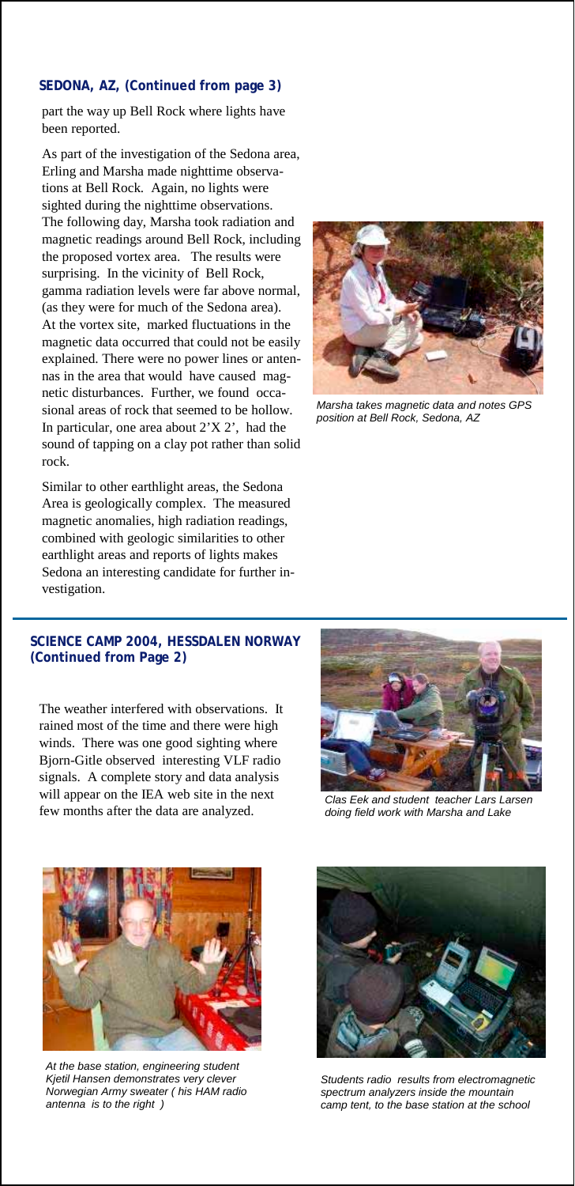### SEDONA, AZ, (Continued from page 3)

part the way up Bell Rock where lights have been reported.

As part of the investigation of the Sedona area, Erling and Marsha made nighttime observations at Bell Rock. Again, no lights were sighted during the nighttime observations. The following day, Marsha took radiation and magnetic readings around Bell Rock, including the proposed vortex area. The results were surprising. In the vicinity of Bell Rock, gamma radiation levels were far above normal, (as they were for much of the Sedona area). At the vortex site, marked fluctuations in the magnetic data occurred that could not be easily explained. There were no power lines or antennas in the area that would have caused magnetic disturbances. Further, we found occasional areas of rock that seemed to be hollow. In particular, one area about 2'X 2', had the sound of tapping on a clay pot rather than solid rock.

*Marsha takes magnetic data and notes GPS position at Bell Rock, Sedona, AZ*

Similar to other earthlight areas, the Sedona Area is geologically complex. The measured magnetic anomalies, high radiation readings, combined with geologic similarities to other earthlight areas and reports of lights makes Sedona an interesting candidate for further investigation.

### SCIENCE CAMP 2004, HESSDALEN NORWAY (Continued from Page 2)

The weather interfered with observations. It rained most of the time and there were high winds. There was one good sighting where Bjorn-Gitle observed interesting VLF radio signals. A complete story and data analysis will appear on the IEA web site in the next few months after the data are analyzed.

*Clas Eek and student teacher Lars Larsen doing field work with Marsha and Lake*

*At the base station, engineering student Kjetil Hansen demonstrates very clever Norwegian Army sweater ( his HAM radio antenna is to the right )*

*Students radio results from electromagnetic spectrum analyzers inside the mountain camp tent, to the base station at the school*